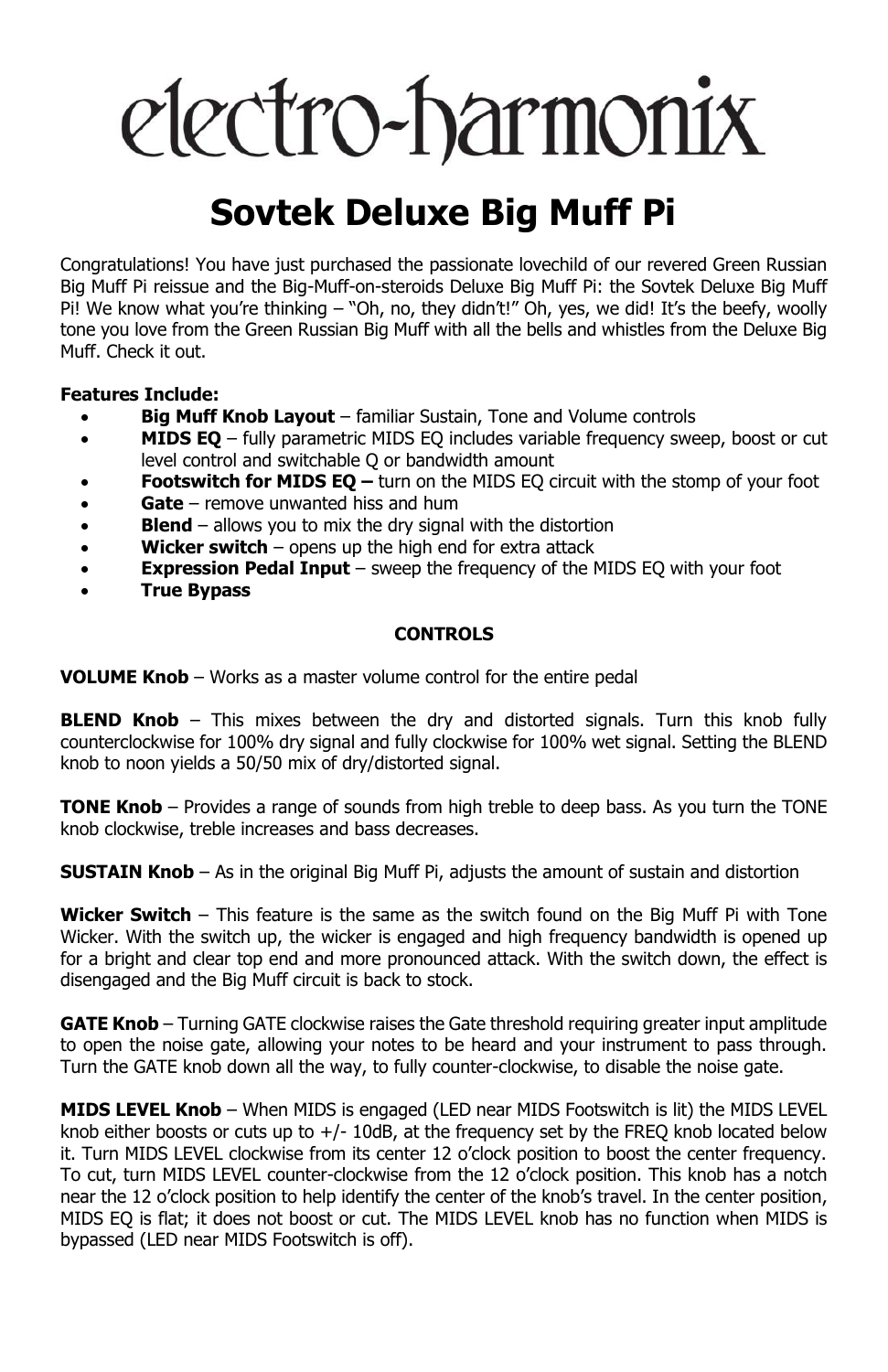# electro-harmonix

# Sovtek Deluxe Big Muff Pi

Congratulations! You have just purchased the passionate lovechild of our revered Green Russian Big Muff Pi reissue and the Big-Muff-on-steroids Deluxe Big Muff Pi: the Sovtek Deluxe Big Muff Pi! We know what you're thinking – "Oh, no, they didn't!" Oh, yes, we did! It's the beefy, woolly tone you love from the Green Russian Big Muff with all the bells and whistles from the Deluxe Big Muff. Check it out.

**Features Include:**

- **Big Muff Knob Layout** – familiar Sustain, Tone and Volume controls
- **MIDS EQ** – fully parametric MIDS EQ includes variable frequency sweep, boost or cut level control and switchable Q or bandwidth amount
- **Footswitch for MIDS EQ –** turn on the MIDS EQ circuit with the stomp of your foot
- **Gate** – remove unwanted hiss and hum
- **Blend** – allows you to mix the dry signal with the distortion
- **Wicker switch** – opens up the high end for extra attack
- **Expression Pedal Input** – sweep the frequency of the MIDS EQ with your foot
- **True Bypass**

## CONTROLS

**VOLUME Knob** – Works as a master volume control for the entire pedal

**BLEND Knob** – This mixes between the dry and distorted signals. Turn this knob fully counterclockwise for 100% dry signal and fully clockwise for 100% wet signal. Setting the BLEND knob to noon yields a 50/50 mix of dry/distorted signal.

**TONE Knob** – Provides a range of sounds from high treble to deep bass. As you turn the TONE knob clockwise, treble increases and bass decreases.

**SUSTAIN Knob** – As in the original Big Muff Pi, adjusts the amount of sustain and distortion

**Wicker Switch** – This feature is the same as the switch found on the Big Muff Pi with Tone Wicker. With the switch up, the wicker is engaged and high frequency bandwidth is opened up for a bright and clear top end and more pronounced attack. With the switch down, the effect is disengaged and the Big Muff circuit is back to stock.

**GATE Knob** – Turning GATE clockwise raises the Gate threshold requiring greater input amplitude to open the noise gate, allowing your notes to be heard and your instrument to pass through. Turn the GATE knob down all the way, to fully counter-clockwise, to disable the noise gate.

**MIDS LEVEL Knob** – When MIDS is engaged (LED near MIDS Footswitch is lit) the MIDS LEVEL knob either boosts or cuts up to +/- 10dB, at the frequency set by the FREQ knob located below it. Turn MIDS LEVEL clockwise from its center 12 o'clock position to boost the center frequency. To cut, turn MIDS LEVEL counter-clockwise from the 12 o'clock position. This knob has a notch near the 12 o'clock position to help identify the center of the knob's travel. In the center position, MIDS EQ is flat; it does not boost or cut. The MIDS LEVEL knob has no function when MIDS is bypassed (LED near MIDS Footswitch is off).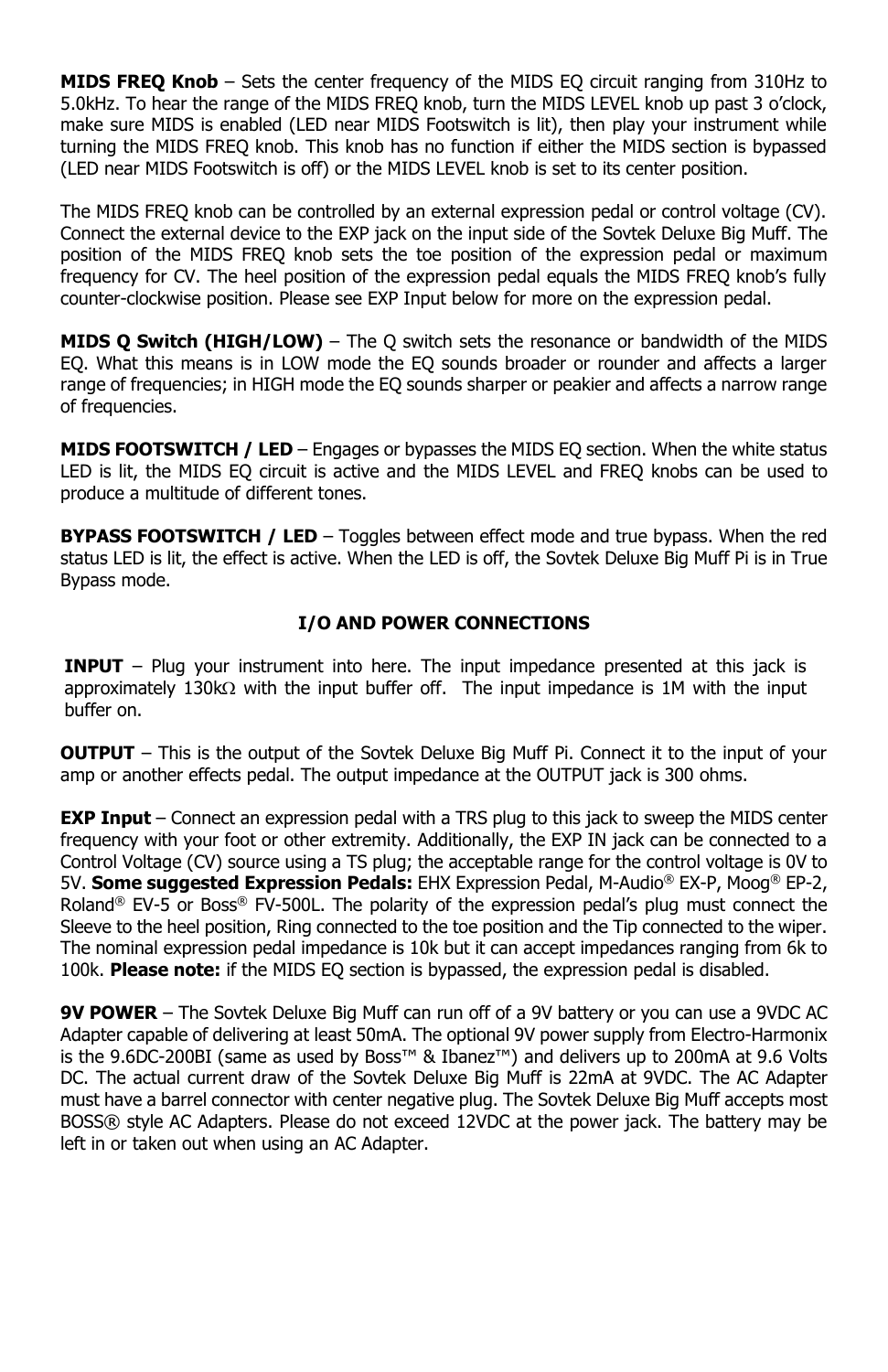**MIDS FREQ Knob** – Sets the center frequency of the MIDS EQ circuit ranging from 310Hz to 5.0kHz. To hear the range of the MIDS FREQ knob, turn the MIDS LEVEL knob up past 3 o'clock, make sure MIDS is enabled (LED near MIDS Footswitch is lit), then play your instrument while turning the MIDS FREQ knob. This knob has no function if either the MIDS section is bypassed (LED near MIDS Footswitch is off) or the MIDS LEVEL knob is set to its center position.

The MIDS FREQ knob can be controlled by an external expression pedal or control voltage (CV). Connect the external device to the EXP jack on the input side of the Sovtek Deluxe Big Muff. The position of the MIDS FREQ knob sets the toe position of the expression pedal or maximum frequency for CV. The heel position of the expression pedal equals the MIDS FREQ knob's fully counter-clockwise position. Please see EXP Input below for more on the expression pedal.

**MIDS Q Switch (HIGH/LOW)** – The Q switch sets the resonance or bandwidth of the MIDS EQ. What this means is in LOW mode the EQ sounds broader or rounder and affects a larger range of frequencies; in HIGH mode the EQ sounds sharper or peakier and affects a narrow range of frequencies.

**MIDS FOOTSWITCH / LED** – Engages or bypasses the MIDS EQ section. When the white status LED is lit, the MIDS EQ circuit is active and the MIDS LEVEL and FREQ knobs can be used to produce a multitude of different tones.

**BYPASS FOOTSWITCH / LED** – Toggles between effect mode and true bypass. When the red status LED is lit, the effect is active. When the LED is off, the Sovtek Deluxe Big Muff Pi is in True Bypass mode.

## I/O AND POWER CONNECTIONS

**INPUT** – Plug your instrument into here. The input impedance presented at this jack is approximately 130kΩ with the input buffer off. The input impedance is 1M with the input buffer on.

**OUTPUT** – This is the output of the Sovtek Deluxe Big Muff Pi. Connect it to the input of your amp or another effects pedal. The output impedance at the OUTPUT jack is 300 ohms.

**EXP Input** – Connect an expression pedal with a TRS plug to this jack to sweep the MIDS center frequency with your foot or other extremity. Additionally, the EXP IN jack can be connected to a Control Voltage (CV) source using a TS plug; the acceptable range for the control voltage is 0V to 5V. **Some suggested Expression Pedals:** EHX Expression Pedal, M-Audio® EX-P, Moog® EP-2, Roland® EV-5 or Boss® FV-500L. The polarity of the expression pedal's plug must connect the Sleeve to the heel position, Ring connected to the toe position and the Tip connected to the wiper. The nominal expression pedal impedance is 10k but it can accept impedances ranging from 6k to 100k. **Please note:** if the MIDS EQ section is bypassed, the expression pedal is disabled.

**9V POWER** – The Sovtek Deluxe Big Muff can run off of a 9V battery or you can use a 9VDC AC Adapter capable of delivering at least 50mA. The optional 9V power supply from Electro-Harmonix is the 9.6DC-200BI (same as used by Boss™ & Ibanez™) and delivers up to 200mA at 9.6 Volts DC. The actual current draw of the Sovtek Deluxe Big Muff is 22mA at 9VDC. The AC Adapter must have a barrel connector with center negative plug. The Sovtek Deluxe Big Muff accepts most BOSS® style AC Adapters. Please do not exceed 12VDC at the power jack. The battery may be left in or taken out when using an AC Adapter.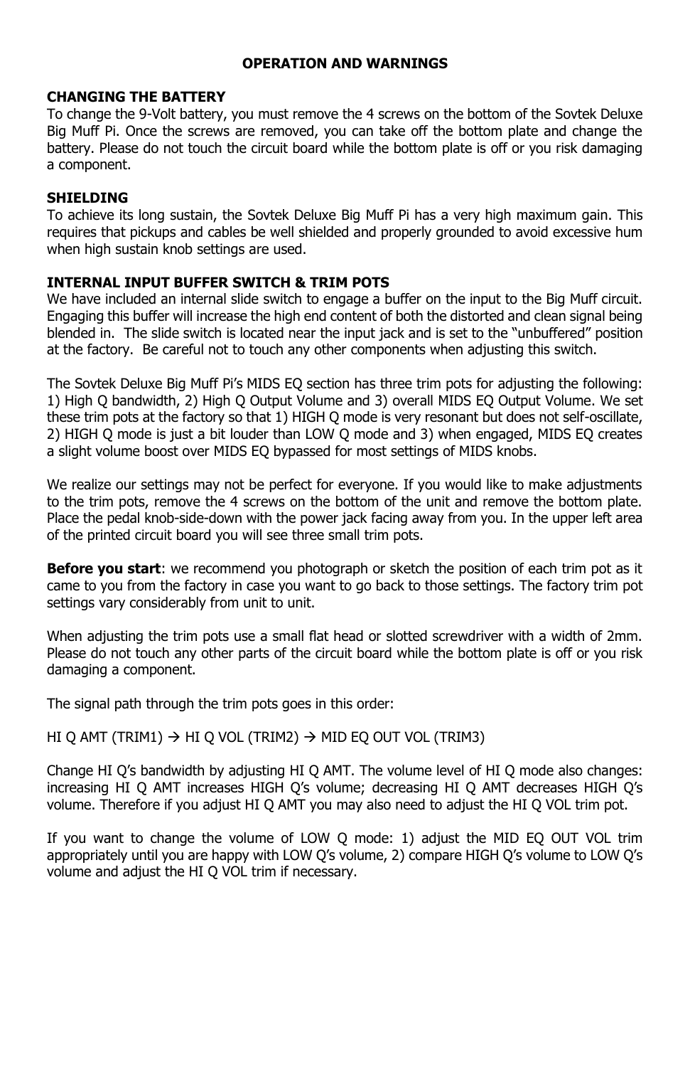## OPERATION AND WARNINGS

### CHANGING THE BATTERY

To change the 9-Volt battery, you must remove the 4 screws on the bottom of the Sovtek Deluxe Big Muff Pi. Once the screws are removed, you can take off the bottom plate and change the battery. Please do not touch the circuit board while the bottom plate is off or you risk damaging a component.

### SHIELDING

To achieve its long sustain, the Sovtek Deluxe Big Muff Pi has a very high maximum gain. This requires that pickups and cables be well shielded and properly grounded to avoid excessive hum when high sustain knob settings are used.

### INTERNAL INPUT BUFFER SWITCH & TRIM POTS

We have included an internal slide switch to engage a buffer on the input to the Big Muff circuit. Engaging this buffer will increase the high end content of both the distorted and clean signal being blended in. The slide switch is located near the input jack and is set to the "unbuffered" position at the factory. Be careful not to touch any other components when adjusting this switch.

The Sovtek Deluxe Big Muff Pi's MIDS EQ section has three trim pots for adjusting the following: 1) High Q bandwidth, 2) High Q Output Volume and 3) overall MIDS EQ Output Volume. We set these trim pots at the factory so that 1) HIGH Q mode is very resonant but does not self-oscillate, 2) HIGH Q mode is just a bit louder than LOW Q mode and 3) when engaged, MIDS EQ creates a slight volume boost over MIDS EQ bypassed for most settings of MIDS knobs.

We realize our settings may not be perfect for everyone. If you would like to make adjustments to the trim pots, remove the 4 screws on the bottom of the unit and remove the bottom plate. Place the pedal knob-side-down with the power jack facing away from you. In the upper left area of the printed circuit board you will see three small trim pots.

**Before you start**: we recommend you photograph or sketch the position of each trim pot as it came to you from the factory in case you want to go back to those settings. The factory trim pot settings vary considerably from unit to unit.

When adjusting the trim pots use a small flat head or slotted screwdriver with a width of 2mm. Please do not touch any other parts of the circuit board while the bottom plate is off or you risk damaging a component.

The signal path through the trim pots goes in this order:

HI Q AMT (TRIM1) → HI Q VOL (TRIM2) → MID EQ OUT VOL (TRIM3)

Change HI Q's bandwidth by adjusting HI Q AMT. The volume level of HI Q mode also changes: increasing HI Q AMT increases HIGH Q's volume; decreasing HI Q AMT decreases HIGH Q's volume. Therefore if you adjust HI Q AMT you may also need to adjust the HI Q VOL trim pot.

If you want to change the volume of LOW Q mode: 1) adjust the MID EQ OUT VOL trim appropriately until you are happy with LOW Q's volume, 2) compare HIGH Q's volume to LOW Q's volume and adjust the HI Q VOL trim if necessary.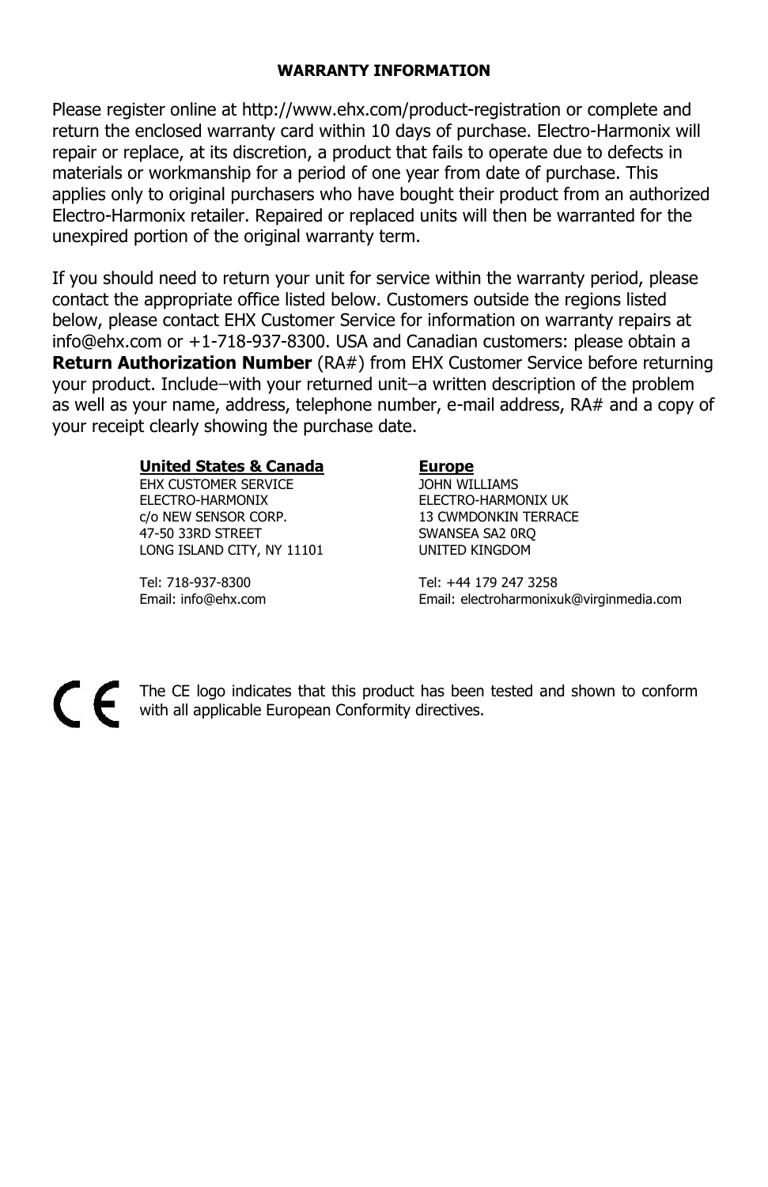## WARRANTY INFORMATION

Please register online at http://www.ehx.com/product-registration or complete and return the enclosed warranty card within 10 days of purchase. Electro-Harmonix will repair or replace, at its discretion, a product that fails to operate due to defects in materials or workmanship for a period of one year from date of purchase. This applies only to original purchasers who have bought their product from an authorized Electro-Harmonix retailer. Repaired or replaced units will then be warranted for the unexpired portion of the original warranty term.

If you should need to return your unit for service within the warranty period, please contact the appropriate office listed below. Customers outside the regions listed below, please contact EHX Customer Service for information on warranty repairs at info@ehx.com or +1-718-937-8300. USA and Canadian customers: please obtain a **Return Authorization Number** (RA#) from EHX Customer Service before returning your product. Include–with your returned unit–a written description of the problem as well as your name, address, telephone number, e-mail address, RA# and a copy of your receipt clearly showing the purchase date.

**United States & Canada**
EHX CUSTOMER SERVICE
ELECTRO-HARMONIX
c/o NEW SENSOR CORP.
47-50 33RD STREET
LONG ISLAND CITY, NY 11101

Tel: 718-937-8300
Email: info@ehx.com

**Europe**
JOHN WILLIAMS
ELECTRO-HARMONIX UK
13 CWMDONKIN TERRACE
SWANSEA SA2 0RQ
UNITED KINGDOM

Tel: +44 179 247 3258
Email: electroharmonixuk@virginmedia.com

CE

The CE logo indicates that this product has been tested and shown to conform with all applicable European Conformity directives.